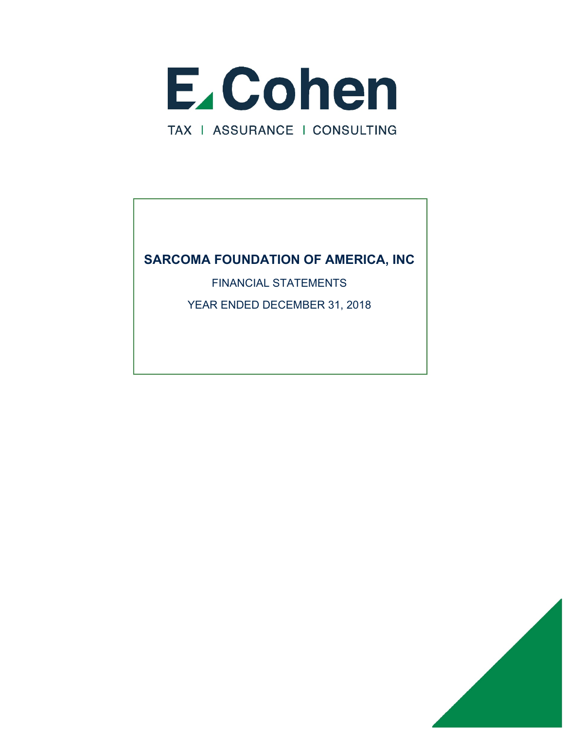E Cohen

TAX | ASSURANCE | CONSULTING

# SARCOMA FOUNDATION OF AMERICA, INC

FINANCIAL STATEMENTS

YEAR ENDED DECEMBER 31, 2018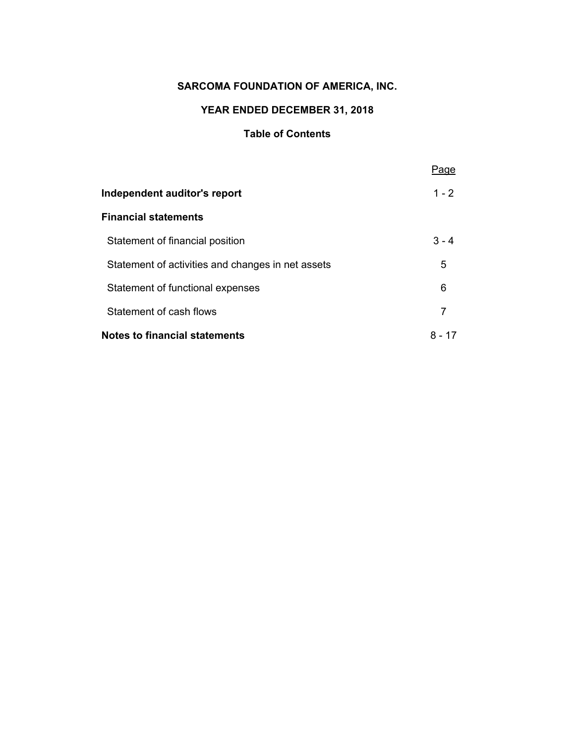# SARCOMA FOUNDATION OF AMERICA, INC.

## YEAR ENDED DECEMBER 31, 2018

### Table of Contents

| | Page |
|---|---|
| **Independent auditor's report** | 1 - 2 |
| **Financial statements** | |
| Statement of financial position | 3 - 4 |
| Statement of activities and changes in net assets | 5 |
| Statement of functional expenses | 6 |
| Statement of cash flows | 7 |
| **Notes to financial statements** | 8 - 17 |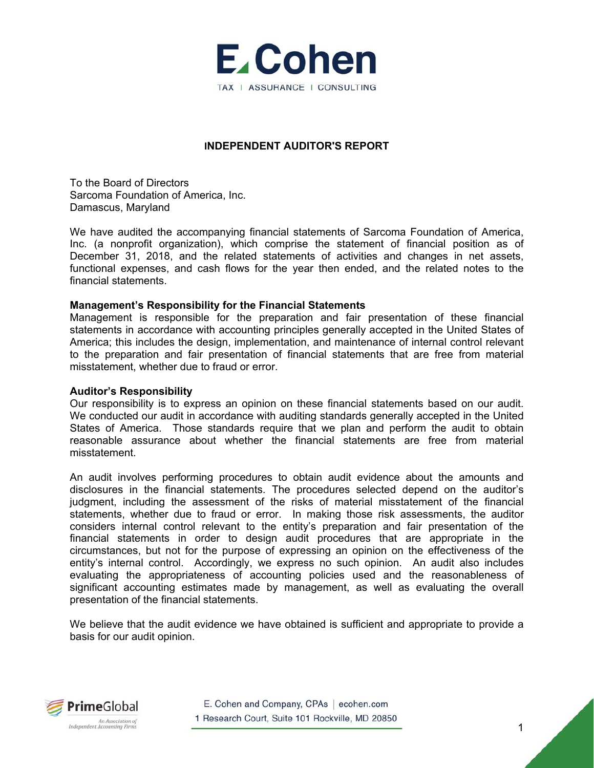## INDEPENDENT AUDITOR'S REPORT

To the Board of Directors
Sarcoma Foundation of America, Inc.
Damascus, Maryland

We have audited the accompanying financial statements of Sarcoma Foundation of America, Inc. (a nonprofit organization), which comprise the statement of financial position as of December 31, 2018, and the related statements of activities and changes in net assets, functional expenses, and cash flows for the year then ended, and the related notes to the financial statements.

**Management's Responsibility for the Financial Statements**
Management is responsible for the preparation and fair presentation of these financial statements in accordance with accounting principles generally accepted in the United States of America; this includes the design, implementation, and maintenance of internal control relevant to the preparation and fair presentation of financial statements that are free from material misstatement, whether due to fraud or error.

**Auditor's Responsibility**
Our responsibility is to express an opinion on these financial statements based on our audit. We conducted our audit in accordance with auditing standards generally accepted in the United States of America. Those standards require that we plan and perform the audit to obtain reasonable assurance about whether the financial statements are free from material misstatement.

An audit involves performing procedures to obtain audit evidence about the amounts and disclosures in the financial statements. The procedures selected depend on the auditor's judgment, including the assessment of the risks of material misstatement of the financial statements, whether due to fraud or error. In making those risk assessments, the auditor considers internal control relevant to the entity's preparation and fair presentation of the financial statements in order to design audit procedures that are appropriate in the circumstances, but not for the purpose of expressing an opinion on the effectiveness of the entity's internal control. Accordingly, we express no such opinion. An audit also includes evaluating the appropriateness of accounting policies used and the reasonableness of significant accounting estimates made by management, as well as evaluating the overall presentation of the financial statements.

We believe that the audit evidence we have obtained is sufficient and appropriate to provide a basis for our audit opinion.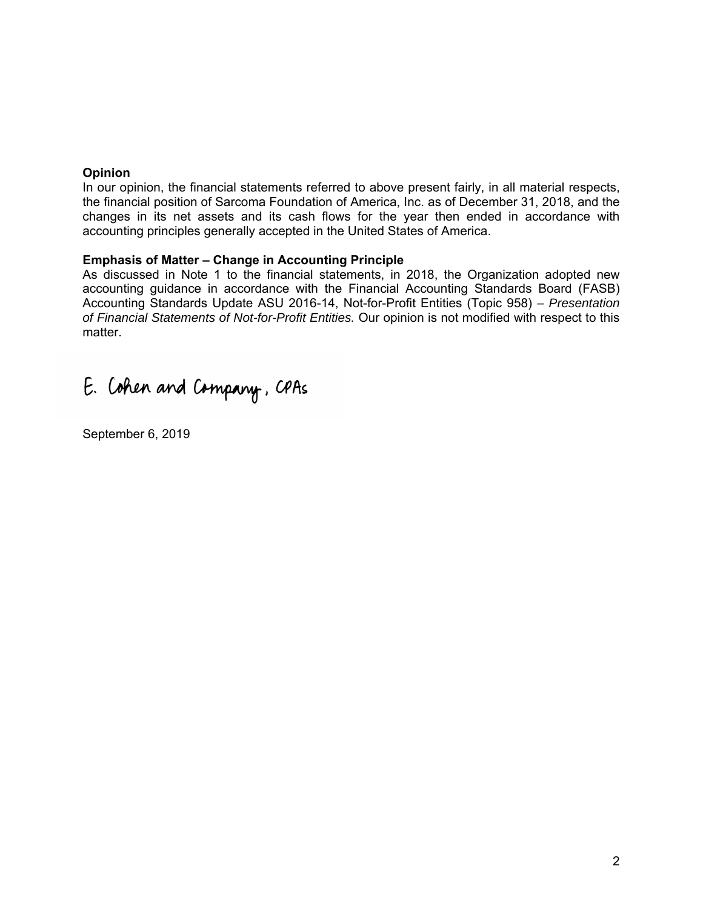**Opinion**

In our opinion, the financial statements referred to above present fairly, in all material respects, the financial position of Sarcoma Foundation of America, Inc. as of December 31, 2018, and the changes in its net assets and its cash flows for the year then ended in accordance with accounting principles generally accepted in the United States of America.

**Emphasis of Matter – Change in Accounting Principle**

As discussed in Note 1 to the financial statements, in 2018, the Organization adopted new accounting guidance in accordance with the Financial Accounting Standards Board (FASB) Accounting Standards Update ASU 2016-14, Not-for-Profit Entities (Topic 958) – *Presentation of Financial Statements of Not-for-Profit Entities.* Our opinion is not modified with respect to this matter.

E. Cohen and Company, CPAs

September 6, 2019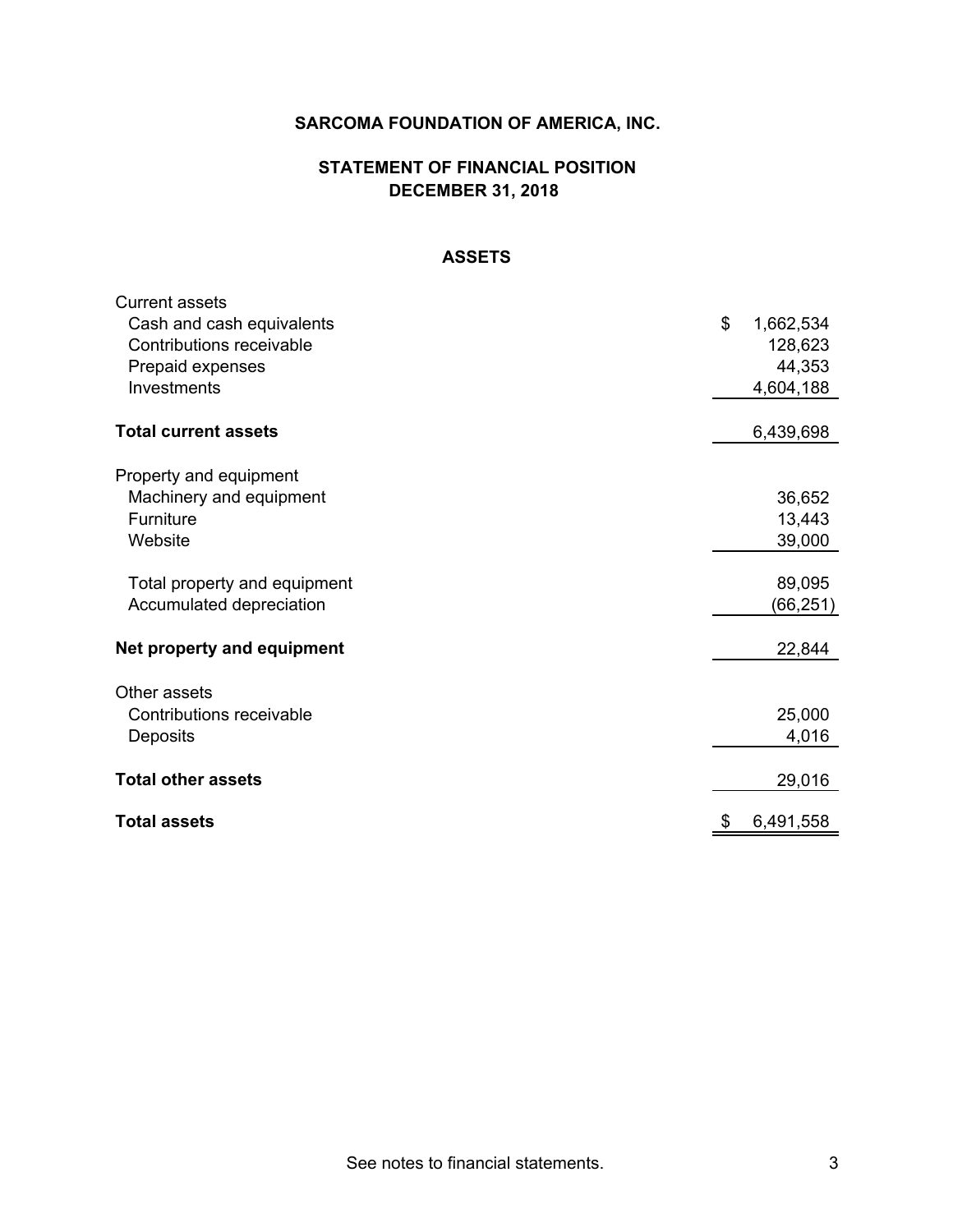# SARCOMA FOUNDATION OF AMERICA, INC.

## STATEMENT OF FINANCIAL POSITION
## DECEMBER 31, 2018

### ASSETS

| | |
|---|---|
| Current assets | |
| Cash and cash equivalents | $ 1,662,534 |
| Contributions receivable | 128,623 |
| Prepaid expenses | 44,353 |
| Investments | 4,604,188 |
| **Total current assets** | 6,439,698 |
| Property and equipment | |
| Machinery and equipment | 36,652 |
| Furniture | 13,443 |
| Website | 39,000 |
| Total property and equipment | 89,095 |
| Accumulated depreciation | (66,251) |
| **Net property and equipment** | 22,844 |
| Other assets | |
| Contributions receivable | 25,000 |
| Deposits | 4,016 |
| **Total other assets** | 29,016 |
| **Total assets** | $ 6,491,558 |

See notes to financial statements.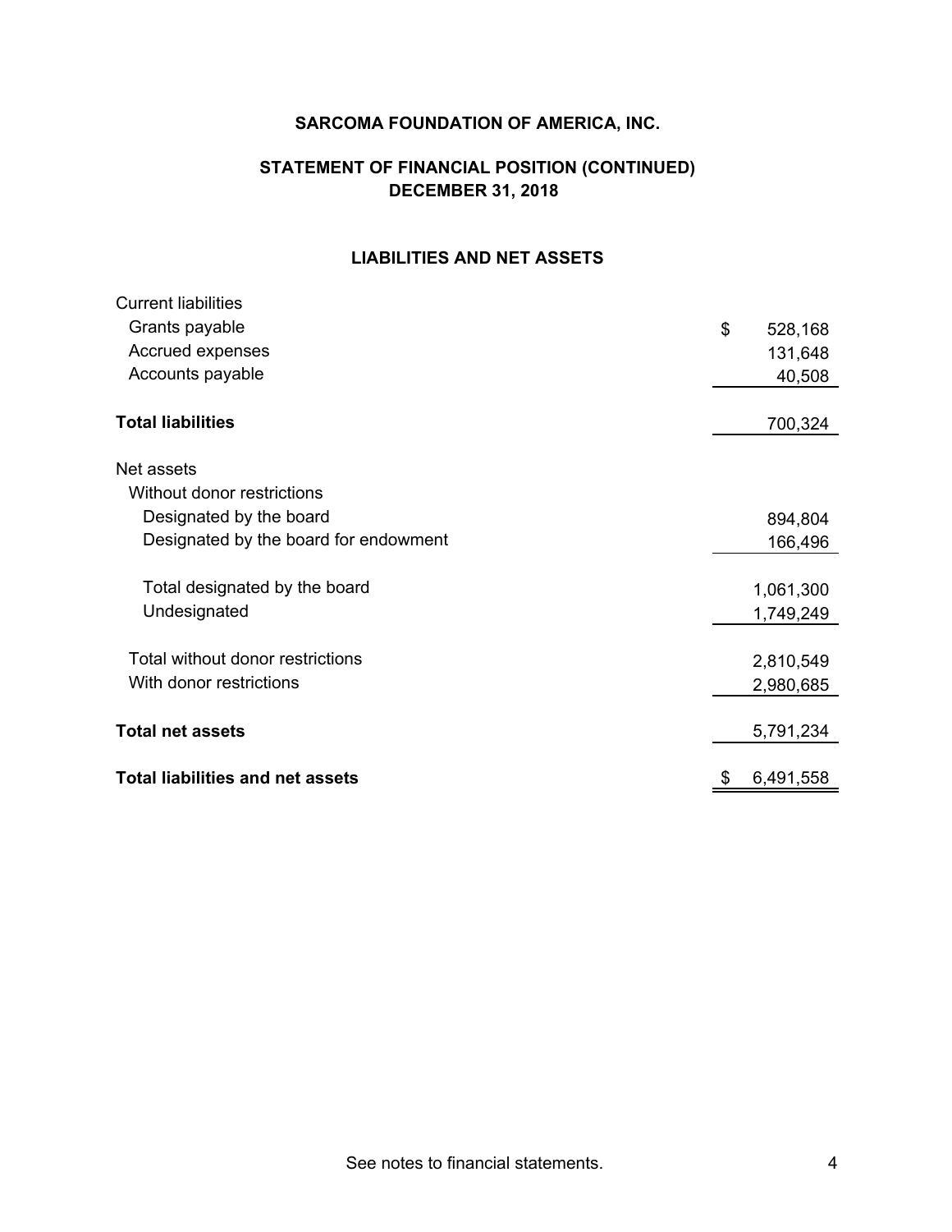# SARCOMA FOUNDATION OF AMERICA, INC.

## STATEMENT OF FINANCIAL POSITION (CONTINUED)
## DECEMBER 31, 2018

### LIABILITIES AND NET ASSETS

| | |
|---|---|
| Current liabilities | |
| Grants payable | $ 528,168 |
| Accrued expenses | 131,648 |
| Accounts payable | 40,508 |
| **Total liabilities** | 700,324 |
| Net assets | |
| Without donor restrictions | |
| Designated by the board | 894,804 |
| Designated by the board for endowment | 166,496 |
| Total designated by the board | 1,061,300 |
| Undesignated | 1,749,249 |
| Total without donor restrictions | 2,810,549 |
| With donor restrictions | 2,980,685 |
| **Total net assets** | 5,791,234 |
| **Total liabilities and net assets** | $ 6,491,558 |

See notes to financial statements.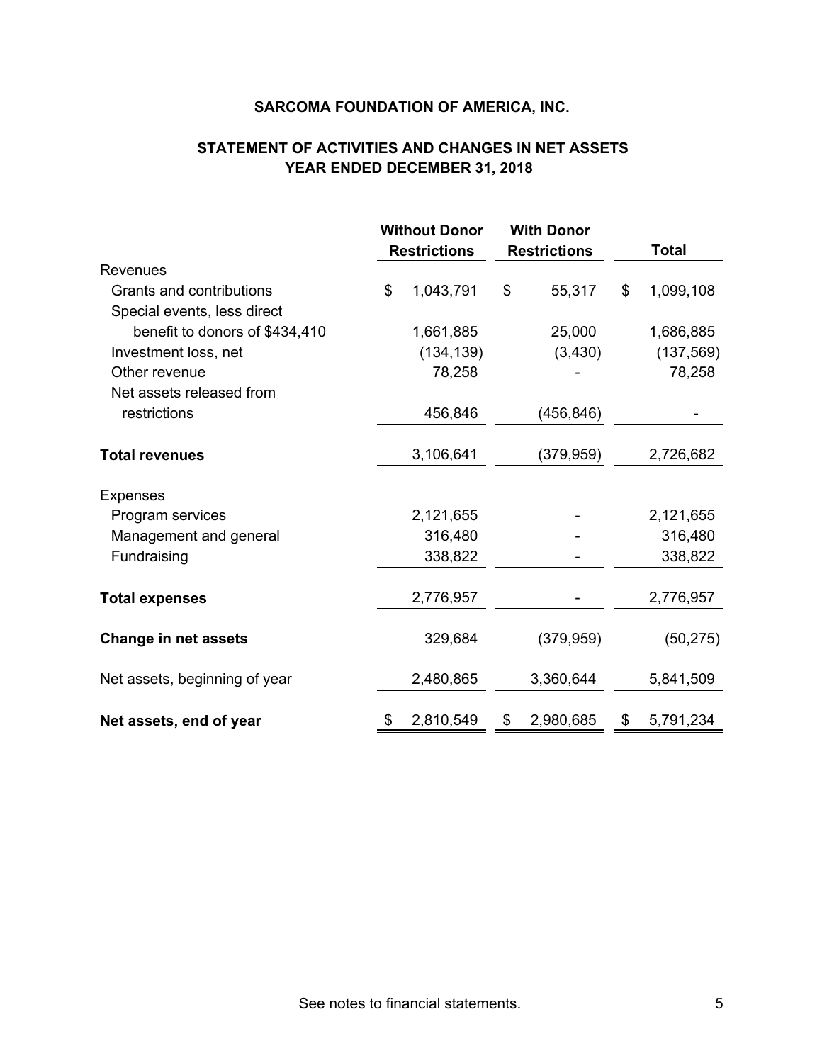# SARCOMA FOUNDATION OF AMERICA, INC.

## STATEMENT OF ACTIVITIES AND CHANGES IN NET ASSETS
## YEAR ENDED DECEMBER 31, 2018

| | Without Donor Restrictions | With Donor Restrictions | Total |
|---|---|---|---|
| Revenues | | | |
| Grants and contributions | $ 1,043,791 | $ 55,317 | $ 1,099,108 |
| Special events, less direct benefit to donors of $434,410 | 1,661,885 | 25,000 | 1,686,885 |
| Investment loss, net | (134,139) | (3,430) | (137,569) |
| Other revenue | 78,258 | - | 78,258 |
| Net assets released from restrictions | 456,846 | (456,846) | - |
| **Total revenues** | 3,106,641 | (379,959) | 2,726,682 |
| Expenses | | | |
| Program services | 2,121,655 | - | 2,121,655 |
| Management and general | 316,480 | - | 316,480 |
| Fundraising | 338,822 | - | 338,822 |
| **Total expenses** | 2,776,957 | - | 2,776,957 |
| **Change in net assets** | 329,684 | (379,959) | (50,275) |
| Net assets, beginning of year | 2,480,865 | 3,360,644 | 5,841,509 |
| **Net assets, end of year** | $ 2,810,549 | $ 2,980,685 | $ 5,791,234 |

See notes to financial statements.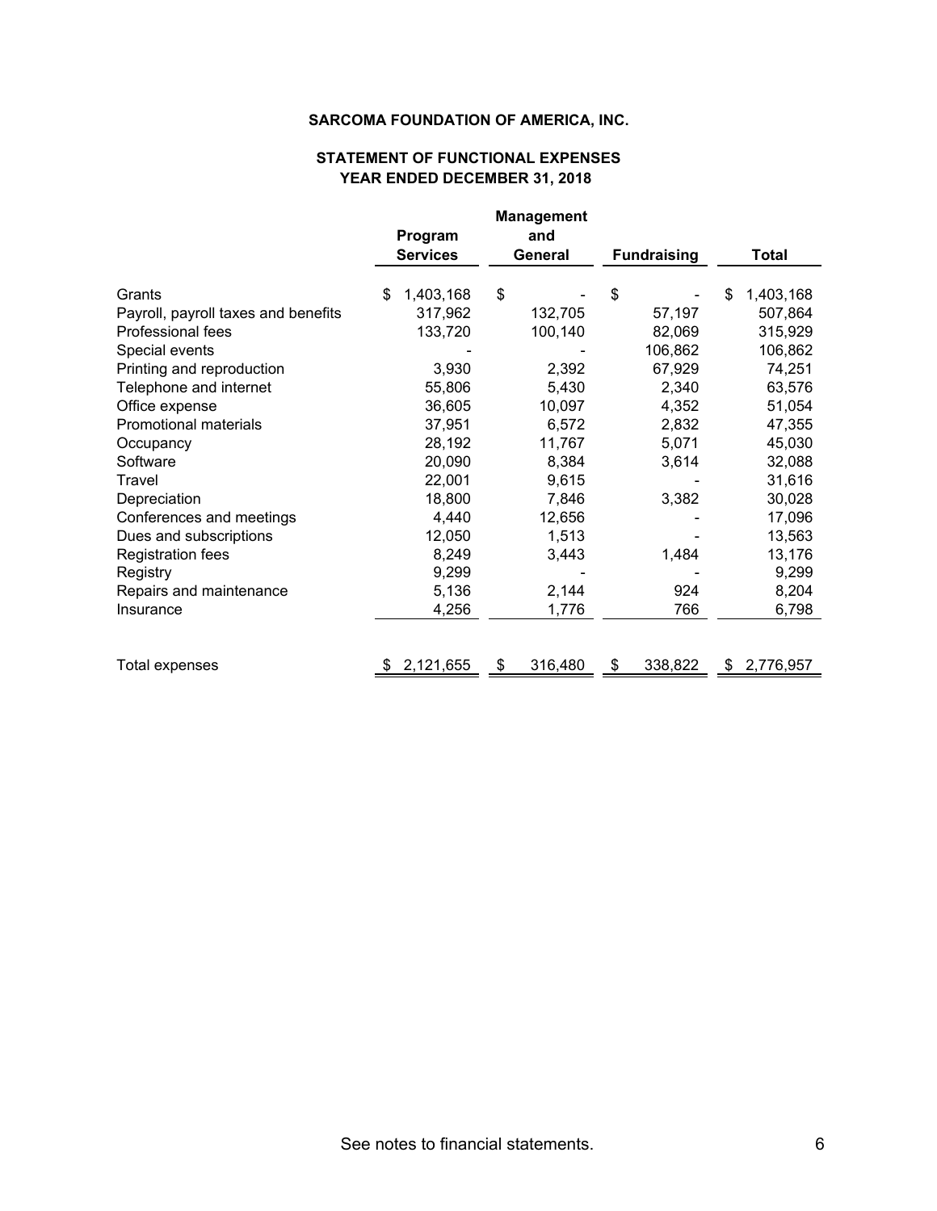**SARCOMA FOUNDATION OF AMERICA, INC.**

**STATEMENT OF FUNCTIONAL EXPENSES**
**YEAR ENDED DECEMBER 31, 2018**

| | Program Services | Management and General | Fundraising | Total |
|---|---|---|---|---|
| Grants | $ 1,403,168 | $ - | $ - | $ 1,403,168 |
| Payroll, payroll taxes and benefits | 317,962 | 132,705 | 57,197 | 507,864 |
| Professional fees | 133,720 | 100,140 | 82,069 | 315,929 |
| Special events | - | - | 106,862 | 106,862 |
| Printing and reproduction | 3,930 | 2,392 | 67,929 | 74,251 |
| Telephone and internet | 55,806 | 5,430 | 2,340 | 63,576 |
| Office expense | 36,605 | 10,097 | 4,352 | 51,054 |
| Promotional materials | 37,951 | 6,572 | 2,832 | 47,355 |
| Occupancy | 28,192 | 11,767 | 5,071 | 45,030 |
| Software | 20,090 | 8,384 | 3,614 | 32,088 |
| Travel | 22,001 | 9,615 | - | 31,616 |
| Depreciation | 18,800 | 7,846 | 3,382 | 30,028 |
| Conferences and meetings | 4,440 | 12,656 | - | 17,096 |
| Dues and subscriptions | 12,050 | 1,513 | - | 13,563 |
| Registration fees | 8,249 | 3,443 | 1,484 | 13,176 |
| Registry | 9,299 | - | - | 9,299 |
| Repairs and maintenance | 5,136 | 2,144 | 924 | 8,204 |
| Insurance | 4,256 | 1,776 | 766 | 6,798 |
| Total expenses | $ 2,121,655 | $ 316,480 | $ 338,822 | $ 2,776,957 |

See notes to financial statements.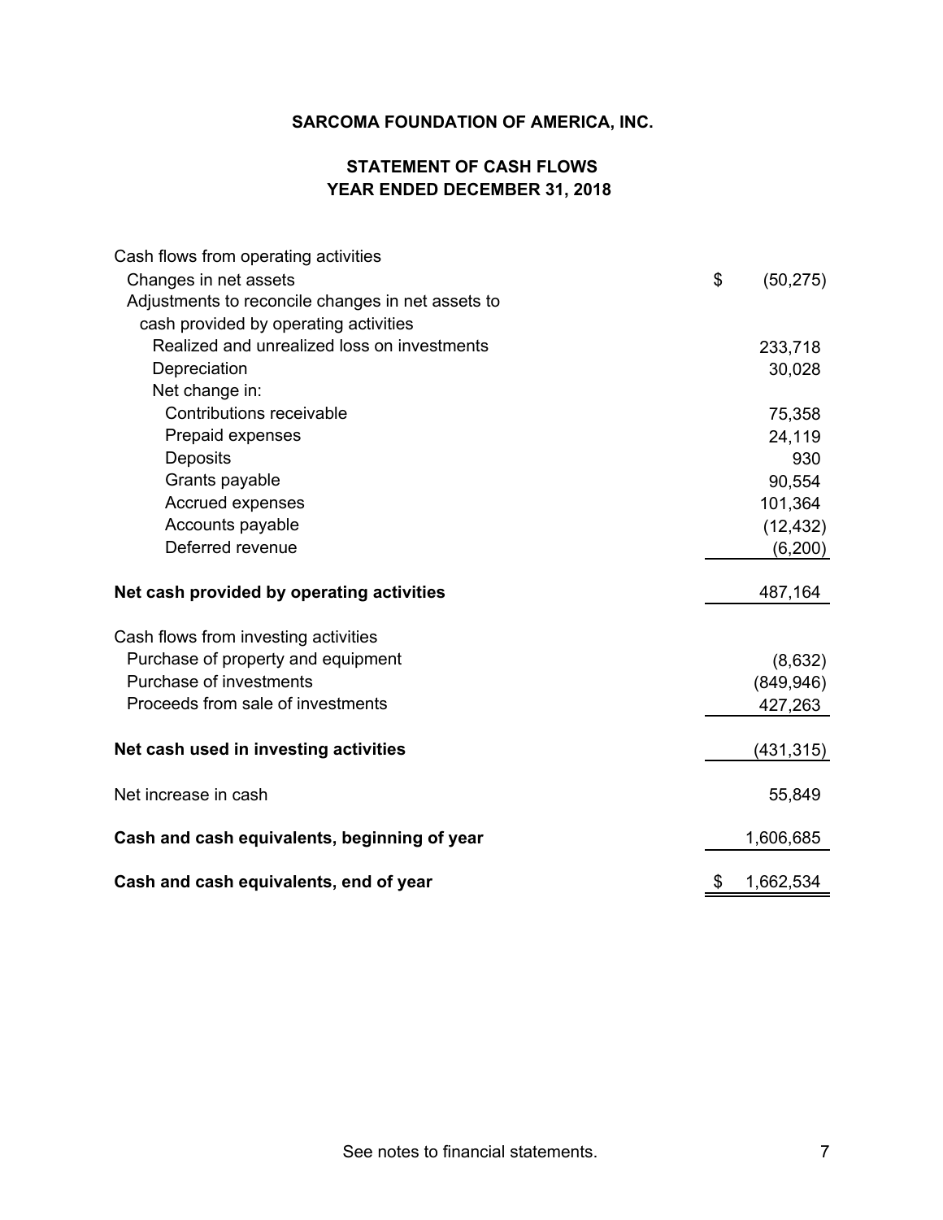**SARCOMA FOUNDATION OF AMERICA, INC.**

**STATEMENT OF CASH FLOWS**
**YEAR ENDED DECEMBER 31, 2018**

| | |
|---|---|
| Cash flows from operating activities | |
| Changes in net assets | $ (50,275) |
| Adjustments to reconcile changes in net assets to cash provided by operating activities | |
| Realized and unrealized loss on investments | 233,718 |
| Depreciation | 30,028 |
| Net change in: | |
| Contributions receivable | 75,358 |
| Prepaid expenses | 24,119 |
| Deposits | 930 |
| Grants payable | 90,554 |
| Accrued expenses | 101,364 |
| Accounts payable | (12,432) |
| Deferred revenue | (6,200) |
| **Net cash provided by operating activities** | 487,164 |
| Cash flows from investing activities | |
| Purchase of property and equipment | (8,632) |
| Purchase of investments | (849,946) |
| Proceeds from sale of investments | 427,263 |
| **Net cash used in investing activities** | (431,315) |
| Net increase in cash | 55,849 |
| **Cash and cash equivalents, beginning of year** | 1,606,685 |
| **Cash and cash equivalents, end of year** | $ 1,662,534 |

See notes to financial statements.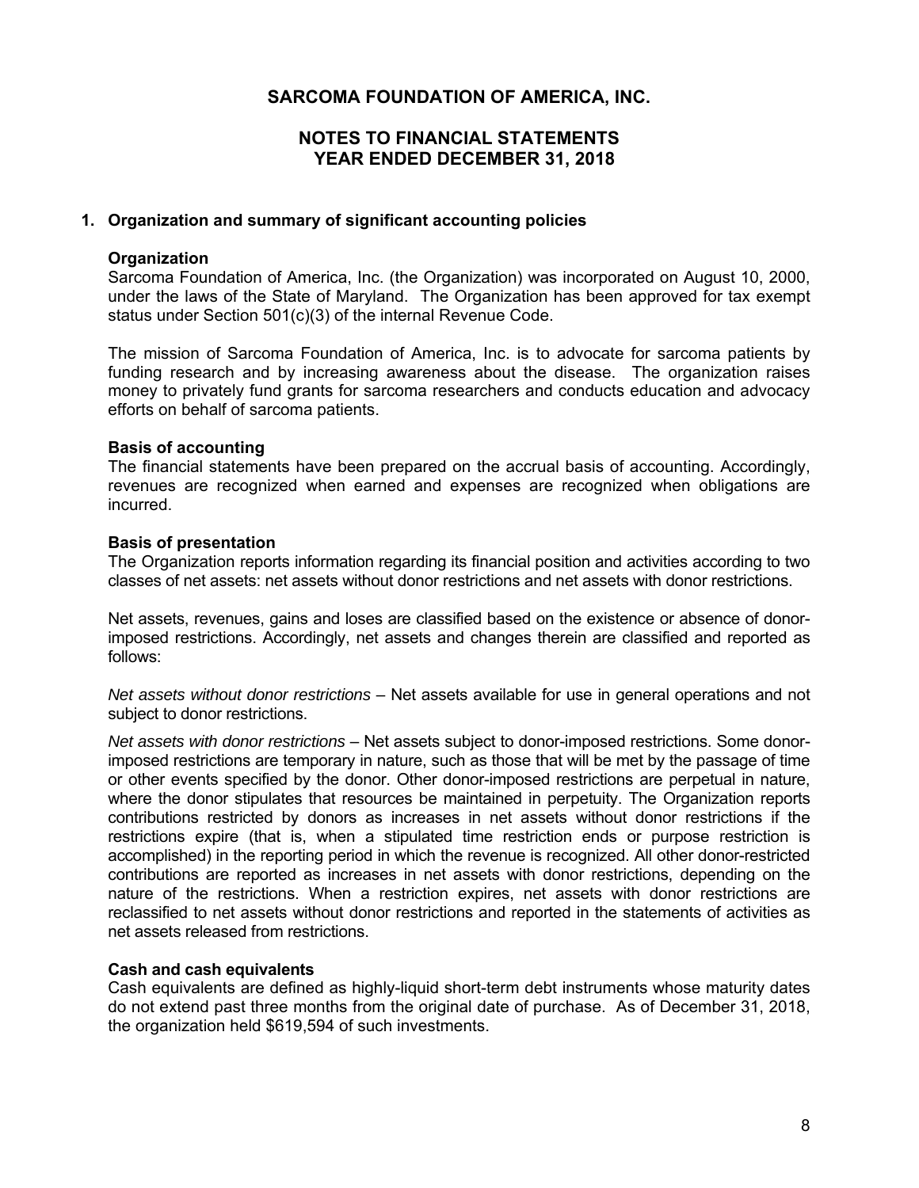# SARCOMA FOUNDATION OF AMERICA, INC.

## NOTES TO FINANCIAL STATEMENTS
## YEAR ENDED DECEMBER 31, 2018

### 1. Organization and summary of significant accounting policies

**Organization**
Sarcoma Foundation of America, Inc. (the Organization) was incorporated on August 10, 2000, under the laws of the State of Maryland. The Organization has been approved for tax exempt status under Section 501(c)(3) of the internal Revenue Code.

The mission of Sarcoma Foundation of America, Inc. is to advocate for sarcoma patients by funding research and by increasing awareness about the disease. The organization raises money to privately fund grants for sarcoma researchers and conducts education and advocacy efforts on behalf of sarcoma patients.

**Basis of accounting**
The financial statements have been prepared on the accrual basis of accounting. Accordingly, revenues are recognized when earned and expenses are recognized when obligations are incurred.

**Basis of presentation**
The Organization reports information regarding its financial position and activities according to two classes of net assets: net assets without donor restrictions and net assets with donor restrictions.

Net assets, revenues, gains and loses are classified based on the existence or absence of donor-imposed restrictions. Accordingly, net assets and changes therein are classified and reported as follows:

*Net assets without donor restrictions* – Net assets available for use in general operations and not subject to donor restrictions.

*Net assets with donor restrictions* – Net assets subject to donor-imposed restrictions. Some donor-imposed restrictions are temporary in nature, such as those that will be met by the passage of time or other events specified by the donor. Other donor-imposed restrictions are perpetual in nature, where the donor stipulates that resources be maintained in perpetuity. The Organization reports contributions restricted by donors as increases in net assets without donor restrictions if the restrictions expire (that is, when a stipulated time restriction ends or purpose restriction is accomplished) in the reporting period in which the revenue is recognized. All other donor-restricted contributions are reported as increases in net assets with donor restrictions, depending on the nature of the restrictions. When a restriction expires, net assets with donor restrictions are reclassified to net assets without donor restrictions and reported in the statements of activities as net assets released from restrictions.

**Cash and cash equivalents**
Cash equivalents are defined as highly-liquid short-term debt instruments whose maturity dates do not extend past three months from the original date of purchase. As of December 31, 2018, the organization held $619,594 of such investments.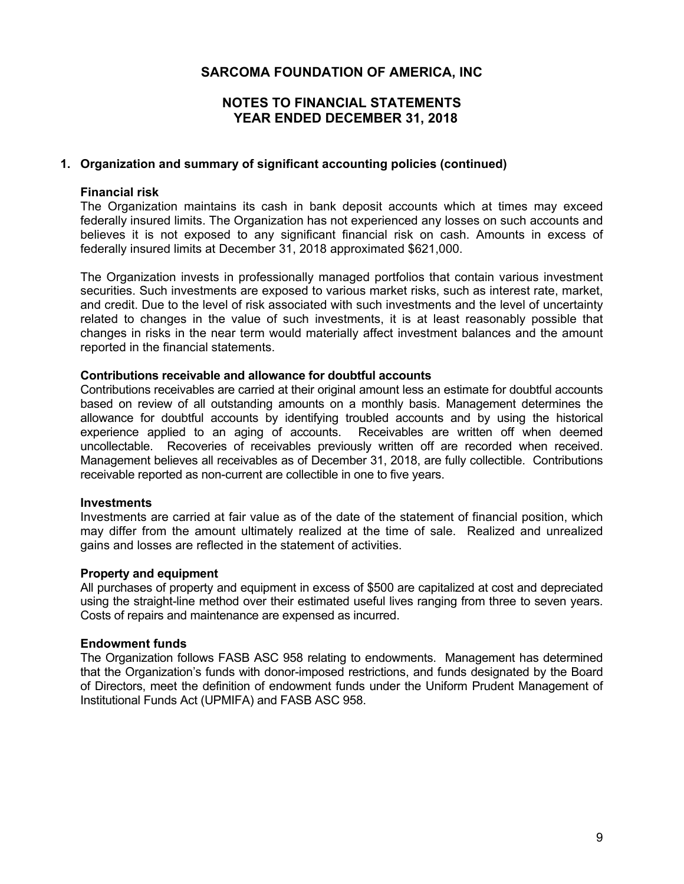# SARCOMA FOUNDATION OF AMERICA, INC

## NOTES TO FINANCIAL STATEMENTS
## YEAR ENDED DECEMBER 31, 2018

### 1. Organization and summary of significant accounting policies (continued)

**Financial risk**

The Organization maintains its cash in bank deposit accounts which at times may exceed federally insured limits. The Organization has not experienced any losses on such accounts and believes it is not exposed to any significant financial risk on cash. Amounts in excess of federally insured limits at December 31, 2018 approximated $621,000.

The Organization invests in professionally managed portfolios that contain various investment securities. Such investments are exposed to various market risks, such as interest rate, market, and credit. Due to the level of risk associated with such investments and the level of uncertainty related to changes in the value of such investments, it is at least reasonably possible that changes in risks in the near term would materially affect investment balances and the amount reported in the financial statements.

**Contributions receivable and allowance for doubtful accounts**

Contributions receivables are carried at their original amount less an estimate for doubtful accounts based on review of all outstanding amounts on a monthly basis. Management determines the allowance for doubtful accounts by identifying troubled accounts and by using the historical experience applied to an aging of accounts. Receivables are written off when deemed uncollectable. Recoveries of receivables previously written off are recorded when received. Management believes all receivables as of December 31, 2018, are fully collectible. Contributions receivable reported as non-current are collectible in one to five years.

**Investments**

Investments are carried at fair value as of the date of the statement of financial position, which may differ from the amount ultimately realized at the time of sale. Realized and unrealized gains and losses are reflected in the statement of activities.

**Property and equipment**

All purchases of property and equipment in excess of $500 are capitalized at cost and depreciated using the straight-line method over their estimated useful lives ranging from three to seven years. Costs of repairs and maintenance are expensed as incurred.

**Endowment funds**

The Organization follows FASB ASC 958 relating to endowments. Management has determined that the Organization's funds with donor-imposed restrictions, and funds designated by the Board of Directors, meet the definition of endowment funds under the Uniform Prudent Management of Institutional Funds Act (UPMIFA) and FASB ASC 958.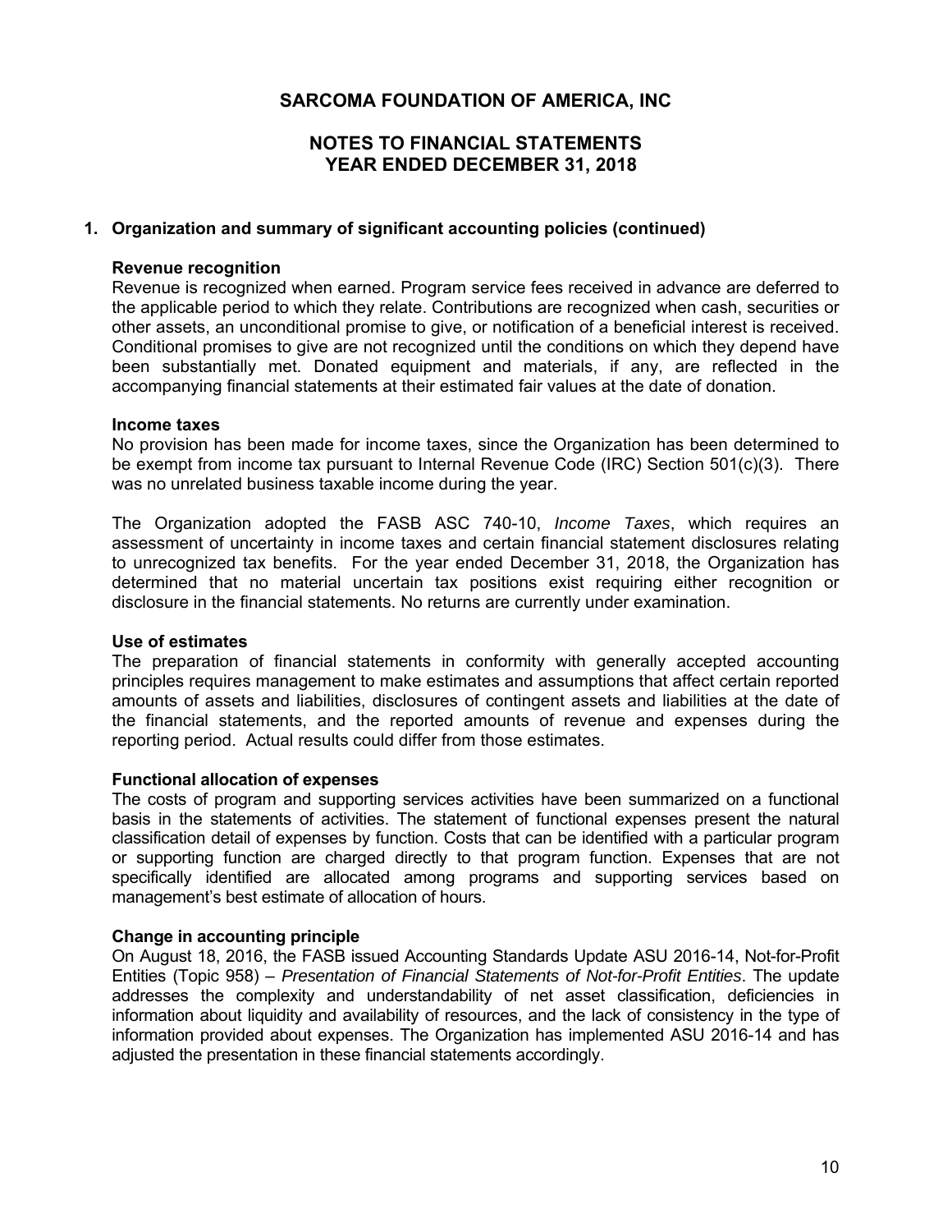# SARCOMA FOUNDATION OF AMERICA, INC

## NOTES TO FINANCIAL STATEMENTS
## YEAR ENDED DECEMBER 31, 2018

### 1. Organization and summary of significant accounting policies (continued)

**Revenue recognition**
Revenue is recognized when earned. Program service fees received in advance are deferred to the applicable period to which they relate. Contributions are recognized when cash, securities or other assets, an unconditional promise to give, or notification of a beneficial interest is received. Conditional promises to give are not recognized until the conditions on which they depend have been substantially met. Donated equipment and materials, if any, are reflected in the accompanying financial statements at their estimated fair values at the date of donation.

**Income taxes**
No provision has been made for income taxes, since the Organization has been determined to be exempt from income tax pursuant to Internal Revenue Code (IRC) Section 501(c)(3). There was no unrelated business taxable income during the year.

The Organization adopted the FASB ASC 740-10, *Income Taxes*, which requires an assessment of uncertainty in income taxes and certain financial statement disclosures relating to unrecognized tax benefits. For the year ended December 31, 2018, the Organization has determined that no material uncertain tax positions exist requiring either recognition or disclosure in the financial statements. No returns are currently under examination.

**Use of estimates**
The preparation of financial statements in conformity with generally accepted accounting principles requires management to make estimates and assumptions that affect certain reported amounts of assets and liabilities, disclosures of contingent assets and liabilities at the date of the financial statements, and the reported amounts of revenue and expenses during the reporting period. Actual results could differ from those estimates.

**Functional allocation of expenses**
The costs of program and supporting services activities have been summarized on a functional basis in the statements of activities. The statement of functional expenses present the natural classification detail of expenses by function. Costs that can be identified with a particular program or supporting function are charged directly to that program function. Expenses that are not specifically identified are allocated among programs and supporting services based on management's best estimate of allocation of hours.

**Change in accounting principle**
On August 18, 2016, the FASB issued Accounting Standards Update ASU 2016-14, Not-for-Profit Entities (Topic 958) – *Presentation of Financial Statements of Not-for-Profit Entities*. The update addresses the complexity and understandability of net asset classification, deficiencies in information about liquidity and availability of resources, and the lack of consistency in the type of information provided about expenses. The Organization has implemented ASU 2016-14 and has adjusted the presentation in these financial statements accordingly.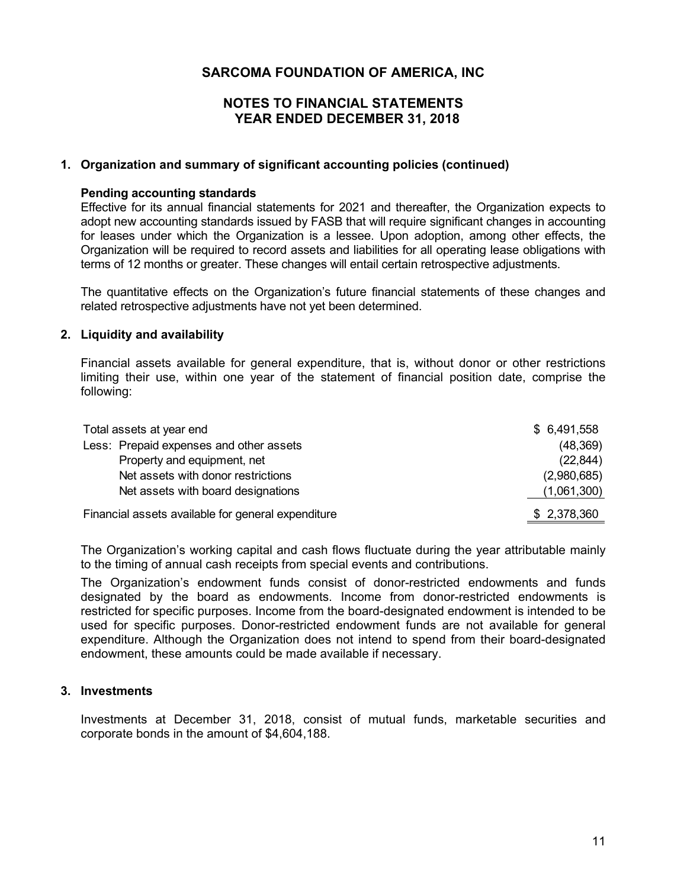# SARCOMA FOUNDATION OF AMERICA, INC

## NOTES TO FINANCIAL STATEMENTS
## YEAR ENDED DECEMBER 31, 2018

### 1. Organization and summary of significant accounting policies (continued)

**Pending accounting standards**

Effective for its annual financial statements for 2021 and thereafter, the Organization expects to adopt new accounting standards issued by FASB that will require significant changes in accounting for leases under which the Organization is a lessee. Upon adoption, among other effects, the Organization will be required to record assets and liabilities for all operating lease obligations with terms of 12 months or greater. These changes will entail certain retrospective adjustments.

The quantitative effects on the Organization's future financial statements of these changes and related retrospective adjustments have not yet been determined.

### 2. Liquidity and availability

Financial assets available for general expenditure, that is, without donor or other restrictions limiting their use, within one year of the statement of financial position date, comprise the following:

| | |
|---|---|
| Total assets at year end | $ 6,491,558 |
| Less: Prepaid expenses and other assets | (48,369) |
| Property and equipment, net | (22,844) |
| Net assets with donor restrictions | (2,980,685) |
| Net assets with board designations | (1,061,300) |
| Financial assets available for general expenditure | $ 2,378,360 |

The Organization's working capital and cash flows fluctuate during the year attributable mainly to the timing of annual cash receipts from special events and contributions.

The Organization's endowment funds consist of donor-restricted endowments and funds designated by the board as endowments. Income from donor-restricted endowments is restricted for specific purposes. Income from the board-designated endowment is intended to be used for specific purposes. Donor-restricted endowment funds are not available for general expenditure. Although the Organization does not intend to spend from their board-designated endowment, these amounts could be made available if necessary.

### 3. Investments

Investments at December 31, 2018, consist of mutual funds, marketable securities and corporate bonds in the amount of $4,604,188.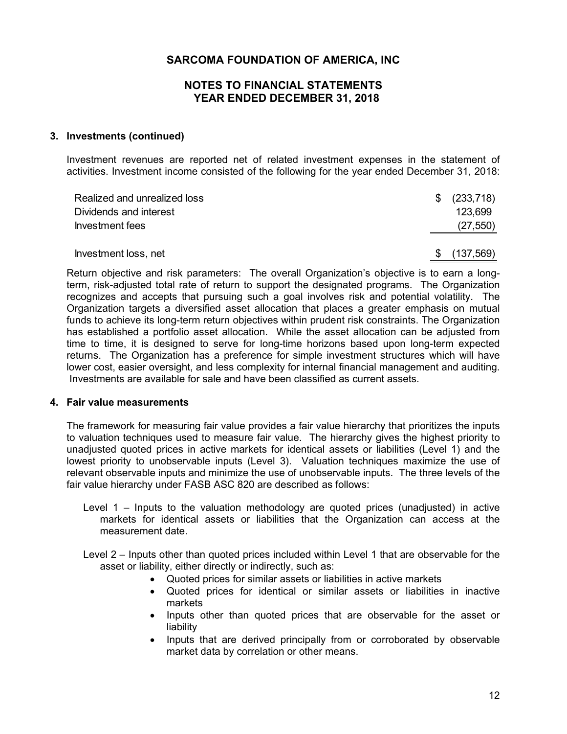# SARCOMA FOUNDATION OF AMERICA, INC

## NOTES TO FINANCIAL STATEMENTS YEAR ENDED DECEMBER 31, 2018

### 3. Investments (continued)

Investment revenues are reported net of related investment expenses in the statement of activities. Investment income consisted of the following for the year ended December 31, 2018:

| | |
|---|---|
| Realized and unrealized loss | $ (233,718) |
| Dividends and interest | 123,699 |
| Investment fees | (27,550) |
| Investment loss, net | $ (137,569) |

Return objective and risk parameters: The overall Organization's objective is to earn a long-term, risk-adjusted total rate of return to support the designated programs. The Organization recognizes and accepts that pursuing such a goal involves risk and potential volatility. The Organization targets a diversified asset allocation that places a greater emphasis on mutual funds to achieve its long-term return objectives within prudent risk constraints. The Organization has established a portfolio asset allocation. While the asset allocation can be adjusted from time to time, it is designed to serve for long-time horizons based upon long-term expected returns. The Organization has a preference for simple investment structures which will have lower cost, easier oversight, and less complexity for internal financial management and auditing. Investments are available for sale and have been classified as current assets.

### 4. Fair value measurements

The framework for measuring fair value provides a fair value hierarchy that prioritizes the inputs to valuation techniques used to measure fair value. The hierarchy gives the highest priority to unadjusted quoted prices in active markets for identical assets or liabilities (Level 1) and the lowest priority to unobservable inputs (Level 3). Valuation techniques maximize the use of relevant observable inputs and minimize the use of unobservable inputs. The three levels of the fair value hierarchy under FASB ASC 820 are described as follows:

Level 1 – Inputs to the valuation methodology are quoted prices (unadjusted) in active markets for identical assets or liabilities that the Organization can access at the measurement date.

Level 2 – Inputs other than quoted prices included within Level 1 that are observable for the asset or liability, either directly or indirectly, such as:

- Quoted prices for similar assets or liabilities in active markets
- Quoted prices for identical or similar assets or liabilities in inactive markets
- Inputs other than quoted prices that are observable for the asset or liability
- Inputs that are derived principally from or corroborated by observable market data by correlation or other means.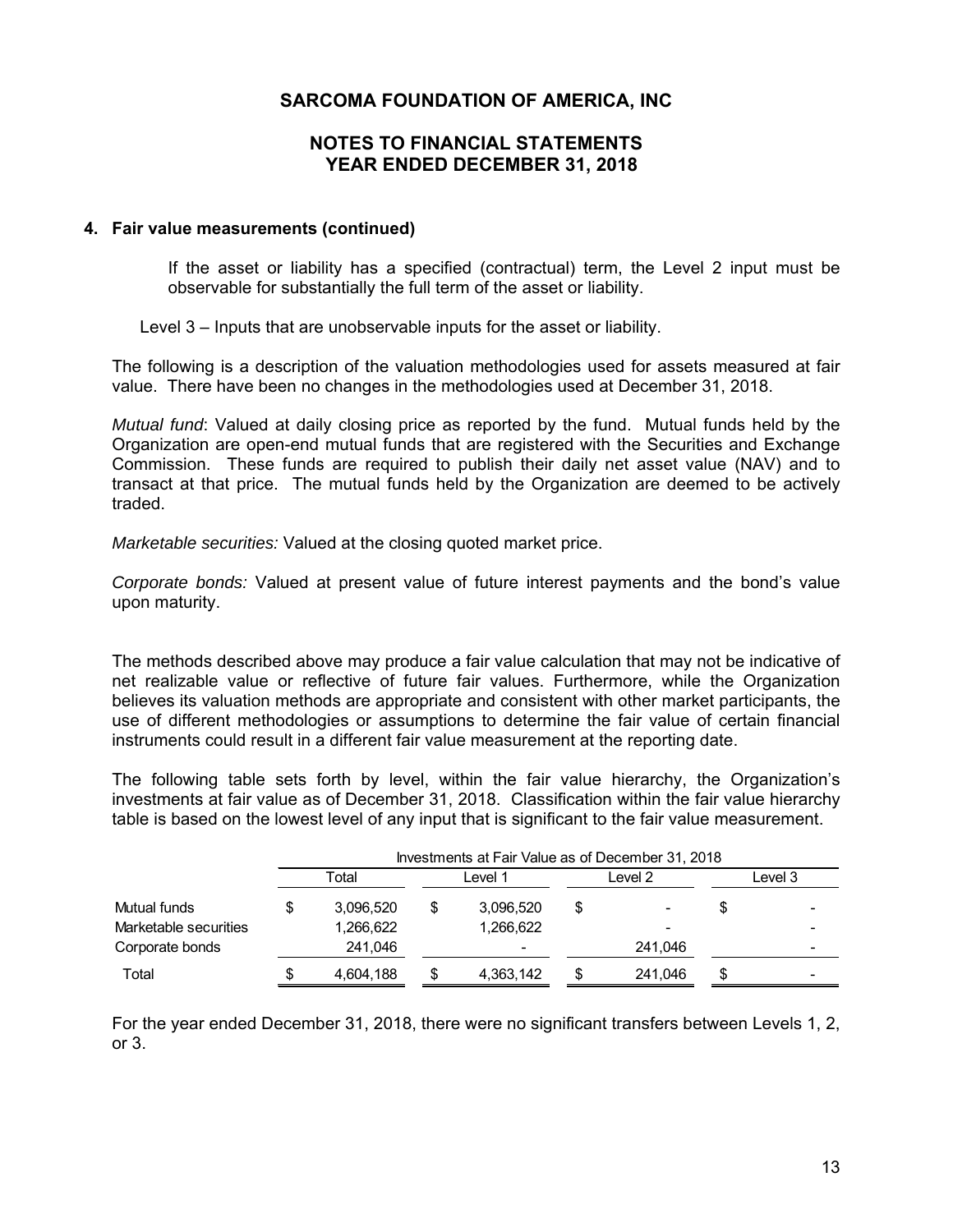# SARCOMA FOUNDATION OF AMERICA, INC

## NOTES TO FINANCIAL STATEMENTS YEAR ENDED DECEMBER 31, 2018

### 4. Fair value measurements (continued)

If the asset or liability has a specified (contractual) term, the Level 2 input must be observable for substantially the full term of the asset or liability.

Level 3 – Inputs that are unobservable inputs for the asset or liability.

The following is a description of the valuation methodologies used for assets measured at fair value. There have been no changes in the methodologies used at December 31, 2018.

*Mutual fund*: Valued at daily closing price as reported by the fund. Mutual funds held by the Organization are open-end mutual funds that are registered with the Securities and Exchange Commission. These funds are required to publish their daily net asset value (NAV) and to transact at that price. The mutual funds held by the Organization are deemed to be actively traded.

*Marketable securities:* Valued at the closing quoted market price.

*Corporate bonds:* Valued at present value of future interest payments and the bond's value upon maturity.

The methods described above may produce a fair value calculation that may not be indicative of net realizable value or reflective of future fair values. Furthermore, while the Organization believes its valuation methods are appropriate and consistent with other market participants, the use of different methodologies or assumptions to determine the fair value of certain financial instruments could result in a different fair value measurement at the reporting date.

The following table sets forth by level, within the fair value hierarchy, the Organization's investments at fair value as of December 31, 2018. Classification within the fair value hierarchy table is based on the lowest level of any input that is significant to the fair value measurement.

| | Investments at Fair Value as of December 31, 2018 | | | |
|---|---|---|---|---|
| | Total | Level 1 | Level 2 | Level 3 |
| Mutual funds | $ 3,096,520 | $ 3,096,520 | $ - | $ - |
| Marketable securities | 1,266,622 | 1,266,622 | - | - |
| Corporate bonds | 241,046 | - | 241,046 | - |
| Total | $ 4,604,188 | $ 4,363,142 | $ 241,046 | $ - |

For the year ended December 31, 2018, there were no significant transfers between Levels 1, 2, or 3.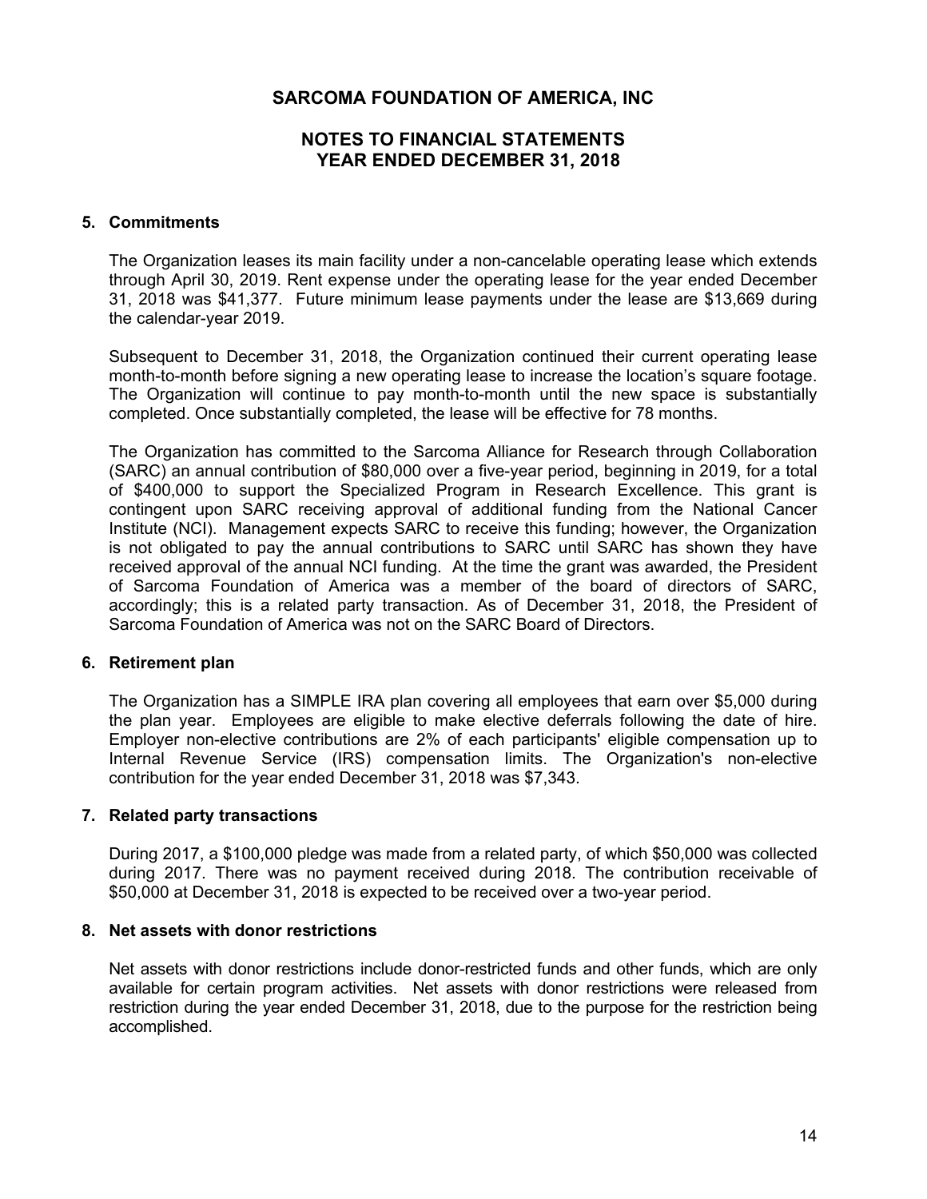# SARCOMA FOUNDATION OF AMERICA, INC

## NOTES TO FINANCIAL STATEMENTS YEAR ENDED DECEMBER 31, 2018

### 5. Commitments

The Organization leases its main facility under a non-cancelable operating lease which extends through April 30, 2019. Rent expense under the operating lease for the year ended December 31, 2018 was $41,377. Future minimum lease payments under the lease are $13,669 during the calendar-year 2019.

Subsequent to December 31, 2018, the Organization continued their current operating lease month-to-month before signing a new operating lease to increase the location's square footage. The Organization will continue to pay month-to-month until the new space is substantially completed. Once substantially completed, the lease will be effective for 78 months.

The Organization has committed to the Sarcoma Alliance for Research through Collaboration (SARC) an annual contribution of $80,000 over a five-year period, beginning in 2019, for a total of $400,000 to support the Specialized Program in Research Excellence. This grant is contingent upon SARC receiving approval of additional funding from the National Cancer Institute (NCI). Management expects SARC to receive this funding; however, the Organization is not obligated to pay the annual contributions to SARC until SARC has shown they have received approval of the annual NCI funding. At the time the grant was awarded, the President of Sarcoma Foundation of America was a member of the board of directors of SARC, accordingly; this is a related party transaction. As of December 31, 2018, the President of Sarcoma Foundation of America was not on the SARC Board of Directors.

### 6. Retirement plan

The Organization has a SIMPLE IRA plan covering all employees that earn over $5,000 during the plan year. Employees are eligible to make elective deferrals following the date of hire. Employer non-elective contributions are 2% of each participants' eligible compensation up to Internal Revenue Service (IRS) compensation limits. The Organization's non-elective contribution for the year ended December 31, 2018 was $7,343.

### 7. Related party transactions

During 2017, a $100,000 pledge was made from a related party, of which $50,000 was collected during 2017. There was no payment received during 2018. The contribution receivable of $50,000 at December 31, 2018 is expected to be received over a two-year period.

### 8. Net assets with donor restrictions

Net assets with donor restrictions include donor-restricted funds and other funds, which are only available for certain program activities. Net assets with donor restrictions were released from restriction during the year ended December 31, 2018, due to the purpose for the restriction being accomplished.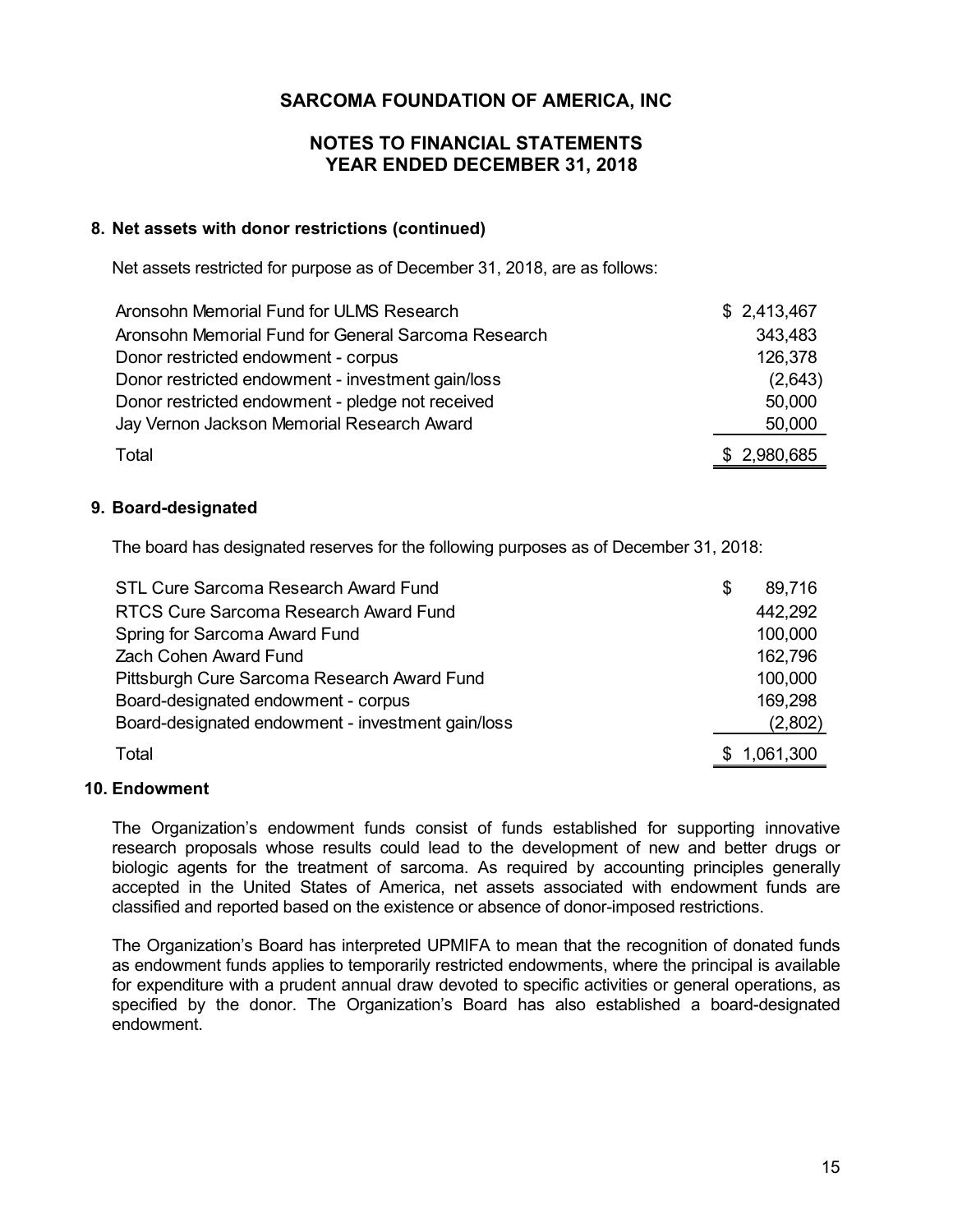# SARCOMA FOUNDATION OF AMERICA, INC

## NOTES TO FINANCIAL STATEMENTS
## YEAR ENDED DECEMBER 31, 2018

### 8. Net assets with donor restrictions (continued)

Net assets restricted for purpose as of December 31, 2018, are as follows:

| | |
|---|---|
| Aronsohn Memorial Fund for ULMS Research | $ 2,413,467 |
| Aronsohn Memorial Fund for General Sarcoma Research | 343,483 |
| Donor restricted endowment - corpus | 126,378 |
| Donor restricted endowment - investment gain/loss | (2,643) |
| Donor restricted endowment - pledge not received | 50,000 |
| Jay Vernon Jackson Memorial Research Award | 50,000 |
| Total | $ 2,980,685 |

### 9. Board-designated

The board has designated reserves for the following purposes as of December 31, 2018:

| | |
|---|---|
| STL Cure Sarcoma Research Award Fund | $ 89,716 |
| RTCS Cure Sarcoma Research Award Fund | 442,292 |
| Spring for Sarcoma Award Fund | 100,000 |
| Zach Cohen Award Fund | 162,796 |
| Pittsburgh Cure Sarcoma Research Award Fund | 100,000 |
| Board-designated endowment - corpus | 169,298 |
| Board-designated endowment - investment gain/loss | (2,802) |
| Total | $ 1,061,300 |

### 10. Endowment

The Organization's endowment funds consist of funds established for supporting innovative research proposals whose results could lead to the development of new and better drugs or biologic agents for the treatment of sarcoma. As required by accounting principles generally accepted in the United States of America, net assets associated with endowment funds are classified and reported based on the existence or absence of donor-imposed restrictions.

The Organization's Board has interpreted UPMIFA to mean that the recognition of donated funds as endowment funds applies to temporarily restricted endowments, where the principal is available for expenditure with a prudent annual draw devoted to specific activities or general operations, as specified by the donor. The Organization's Board has also established a board-designated endowment.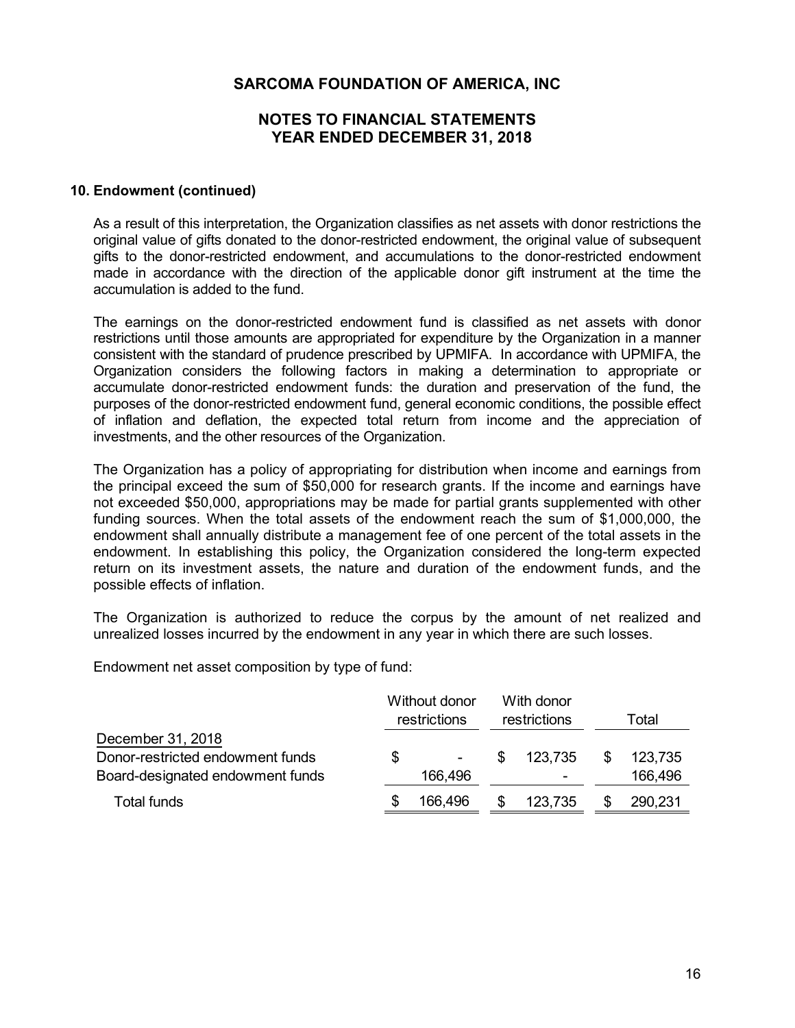# SARCOMA FOUNDATION OF AMERICA, INC

## NOTES TO FINANCIAL STATEMENTS
## YEAR ENDED DECEMBER 31, 2018

### 10. Endowment (continued)

As a result of this interpretation, the Organization classifies as net assets with donor restrictions the original value of gifts donated to the donor-restricted endowment, the original value of subsequent gifts to the donor-restricted endowment, and accumulations to the donor-restricted endowment made in accordance with the direction of the applicable donor gift instrument at the time the accumulation is added to the fund.

The earnings on the donor-restricted endowment fund is classified as net assets with donor restrictions until those amounts are appropriated for expenditure by the Organization in a manner consistent with the standard of prudence prescribed by UPMIFA. In accordance with UPMIFA, the Organization considers the following factors in making a determination to appropriate or accumulate donor-restricted endowment funds: the duration and preservation of the fund, the purposes of the donor-restricted endowment fund, general economic conditions, the possible effect of inflation and deflation, the expected total return from income and the appreciation of investments, and the other resources of the Organization.

The Organization has a policy of appropriating for distribution when income and earnings from the principal exceed the sum of $50,000 for research grants. If the income and earnings have not exceeded $50,000, appropriations may be made for partial grants supplemented with other funding sources. When the total assets of the endowment reach the sum of $1,000,000, the endowment shall annually distribute a management fee of one percent of the total assets in the endowment. In establishing this policy, the Organization considered the long-term expected return on its investment assets, the nature and duration of the endowment funds, and the possible effects of inflation.

The Organization is authorized to reduce the corpus by the amount of net realized and unrealized losses incurred by the endowment in any year in which there are such losses.

Endowment net asset composition by type of fund:

| | Without donor restrictions | With donor restrictions | Total |
|---|---|---|---|
| December 31, 2018 | | | |
| Donor-restricted endowment funds | $ - | $ 123,735 | $ 123,735 |
| Board-designated endowment funds | 166,496 | - | 166,496 |
| Total funds | $ 166,496 | $ 123,735 | $ 290,231 |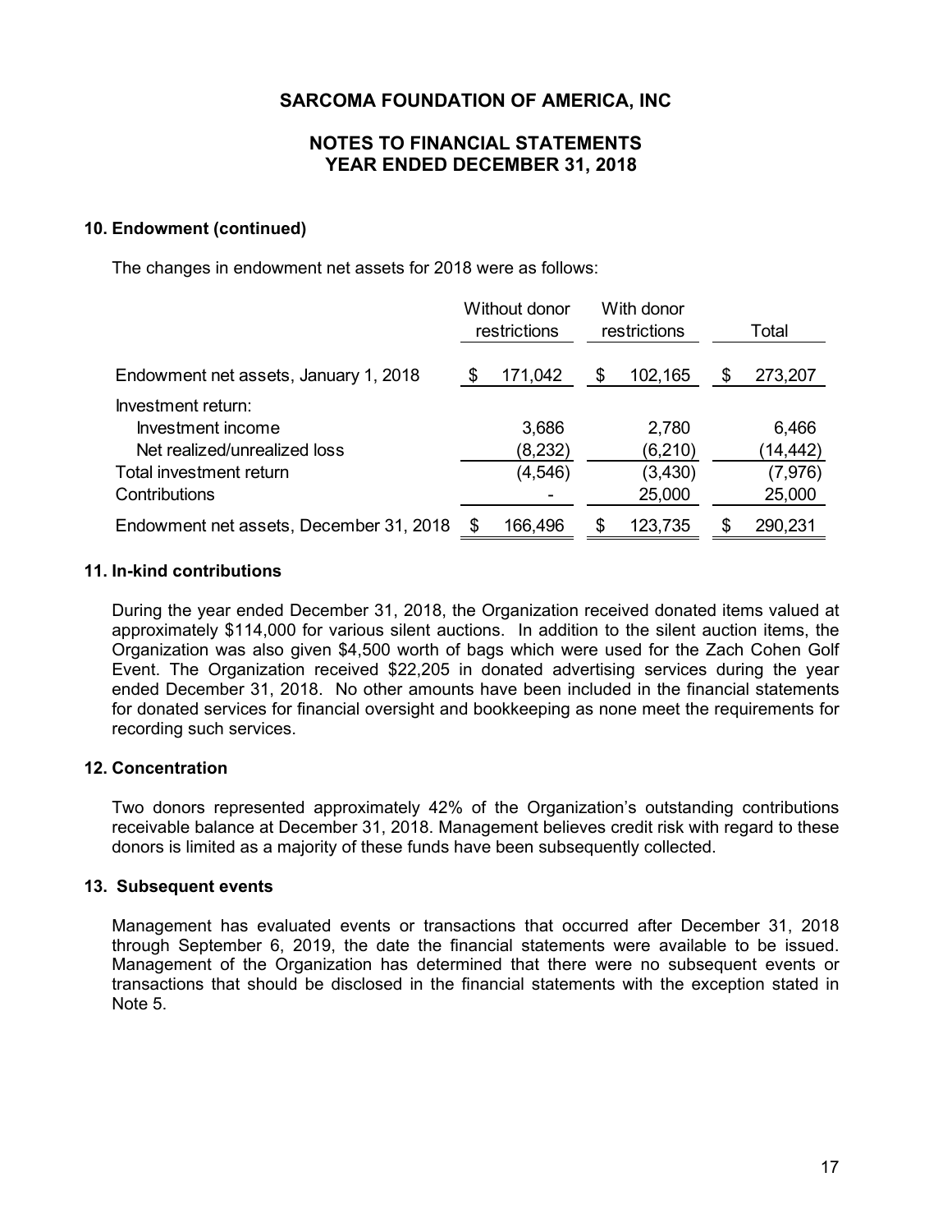# SARCOMA FOUNDATION OF AMERICA, INC

## NOTES TO FINANCIAL STATEMENTS YEAR ENDED DECEMBER 31, 2018

### 10. Endowment (continued)

The changes in endowment net assets for 2018 were as follows:

| | Without donor restrictions | With donor restrictions | Total |
|---|---|---|---|
| Endowment net assets, January 1, 2018 | $ 171,042 | $ 102,165 | $ 273,207 |
| Investment return: | | | |
| Investment income | 3,686 | 2,780 | 6,466 |
| Net realized/unrealized loss | (8,232) | (6,210) | (14,442) |
| Total investment return | (4,546) | (3,430) | (7,976) |
| Contributions | - | 25,000 | 25,000 |
| Endowment net assets, December 31, 2018 | $ 166,496 | $ 123,735 | $ 290,231 |

### 11. In-kind contributions

During the year ended December 31, 2018, the Organization received donated items valued at approximately $114,000 for various silent auctions. In addition to the silent auction items, the Organization was also given $4,500 worth of bags which were used for the Zach Cohen Golf Event. The Organization received $22,205 in donated advertising services during the year ended December 31, 2018. No other amounts have been included in the financial statements for donated services for financial oversight and bookkeeping as none meet the requirements for recording such services.

### 12. Concentration

Two donors represented approximately 42% of the Organization's outstanding contributions receivable balance at December 31, 2018. Management believes credit risk with regard to these donors is limited as a majority of these funds have been subsequently collected.

### 13. Subsequent events

Management has evaluated events or transactions that occurred after December 31, 2018 through September 6, 2019, the date the financial statements were available to be issued. Management of the Organization has determined that there were no subsequent events or transactions that should be disclosed in the financial statements with the exception stated in Note 5.